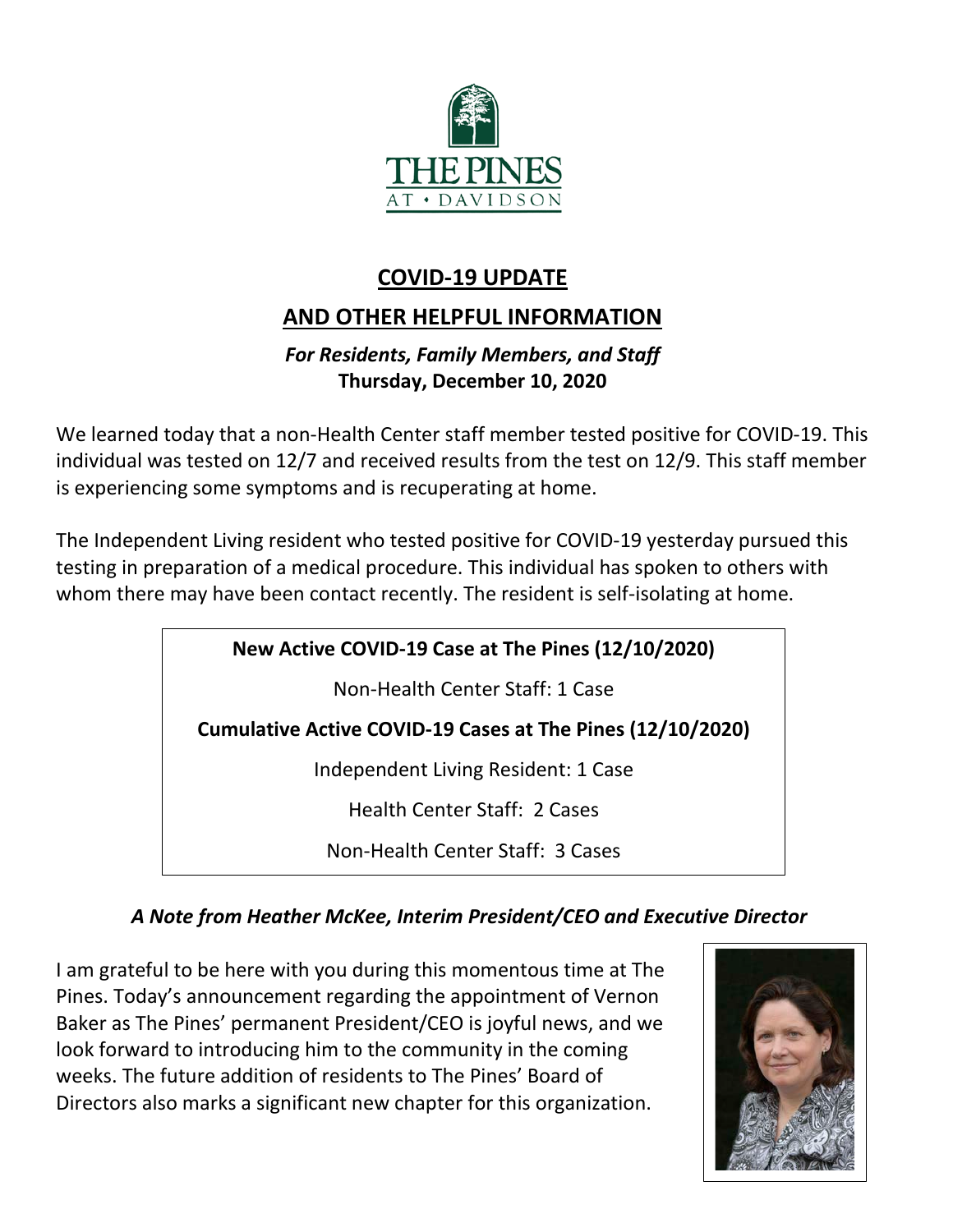THE PINES AT • DAVIDSON

# COVID-19 UPDATE

## AND OTHER HELPFUL INFORMATION

***For Residents, Family Members, and Staff***
**Thursday, December 10, 2020**

We learned today that a non-Health Center staff member tested positive for COVID-19. This individual was tested on 12/7 and received results from the test on 12/9. This staff member is experiencing some symptoms and is recuperating at home.

The Independent Living resident who tested positive for COVID-19 yesterday pursued this testing in preparation of a medical procedure. This individual has spoken to others with whom there may have been contact recently. The resident is self-isolating at home.

**New Active COVID-19 Case at The Pines (12/10/2020)**

Non-Health Center Staff: 1 Case

**Cumulative Active COVID-19 Cases at The Pines (12/10/2020)**

Independent Living Resident: 1 Case

Health Center Staff: 2 Cases

Non-Health Center Staff: 3 Cases

### *A Note from Heather McKee, Interim President/CEO and Executive Director*

I am grateful to be here with you during this momentous time at The Pines. Today's announcement regarding the appointment of Vernon Baker as The Pines' permanent President/CEO is joyful news, and we look forward to introducing him to the community in the coming weeks. The future addition of residents to The Pines' Board of Directors also marks a significant new chapter for this organization.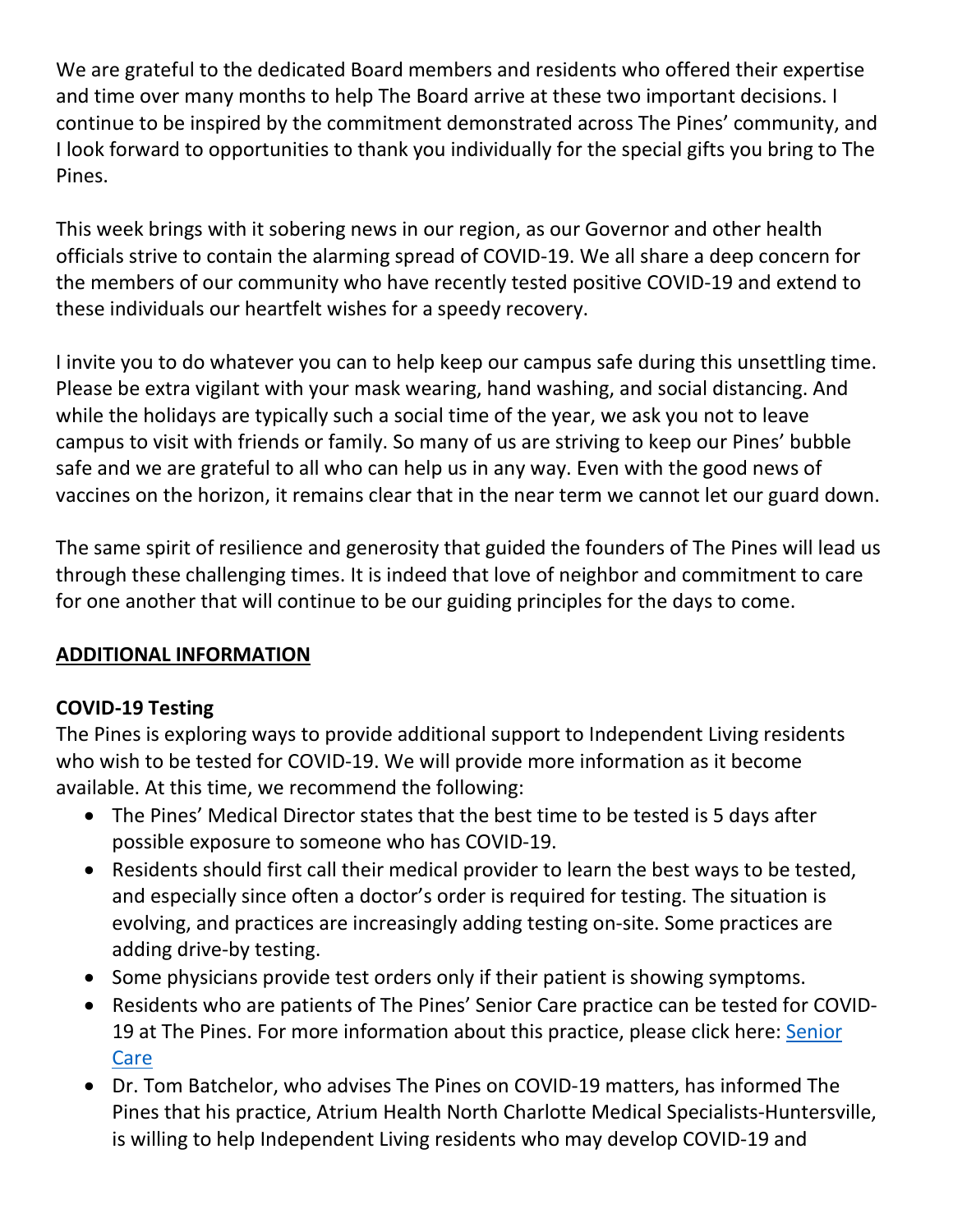We are grateful to the dedicated Board members and residents who offered their expertise and time over many months to help The Board arrive at these two important decisions. I continue to be inspired by the commitment demonstrated across The Pines' community, and I look forward to opportunities to thank you individually for the special gifts you bring to The Pines.

This week brings with it sobering news in our region, as our Governor and other health officials strive to contain the alarming spread of COVID-19. We all share a deep concern for the members of our community who have recently tested positive COVID-19 and extend to these individuals our heartfelt wishes for a speedy recovery.

I invite you to do whatever you can to help keep our campus safe during this unsettling time. Please be extra vigilant with your mask wearing, hand washing, and social distancing. And while the holidays are typically such a social time of the year, we ask you not to leave campus to visit with friends or family. So many of us are striving to keep our Pines' bubble safe and we are grateful to all who can help us in any way. Even with the good news of vaccines on the horizon, it remains clear that in the near term we cannot let our guard down.

The same spirit of resilience and generosity that guided the founders of The Pines will lead us through these challenging times. It is indeed that love of neighbor and commitment to care for one another that will continue to be our guiding principles for the days to come.

## ADDITIONAL INFORMATION

### COVID-19 Testing

The Pines is exploring ways to provide additional support to Independent Living residents who wish to be tested for COVID-19. We will provide more information as it become available. At this time, we recommend the following:

- The Pines' Medical Director states that the best time to be tested is 5 days after possible exposure to someone who has COVID-19.
- Residents should first call their medical provider to learn the best ways to be tested, and especially since often a doctor's order is required for testing. The situation is evolving, and practices are increasingly adding testing on-site. Some practices are adding drive-by testing.
- Some physicians provide test orders only if their patient is showing symptoms.
- Residents who are patients of The Pines' Senior Care practice can be tested for COVID-19 at The Pines. For more information about this practice, please click here: Senior Care
- Dr. Tom Batchelor, who advises The Pines on COVID-19 matters, has informed The Pines that his practice, Atrium Health North Charlotte Medical Specialists-Huntersville, is willing to help Independent Living residents who may develop COVID-19 and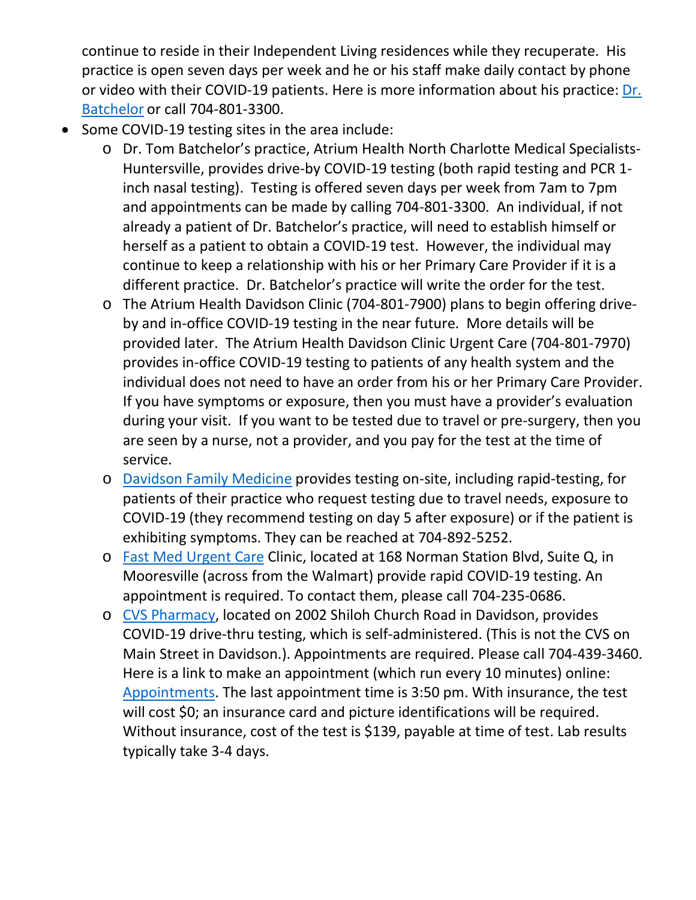continue to reside in their Independent Living residences while they recuperate. His practice is open seven days per week and he or his staff make daily contact by phone or video with their COVID-19 patients. Here is more information about his practice: Dr. Batchelor or call 704-801-3300.

- Some COVID-19 testing sites in the area include:
  - Dr. Tom Batchelor's practice, Atrium Health North Charlotte Medical Specialists-Huntersville, provides drive-by COVID-19 testing (both rapid testing and PCR 1-inch nasal testing). Testing is offered seven days per week from 7am to 7pm and appointments can be made by calling 704-801-3300. An individual, if not already a patient of Dr. Batchelor's practice, will need to establish himself or herself as a patient to obtain a COVID-19 test. However, the individual may continue to keep a relationship with his or her Primary Care Provider if it is a different practice. Dr. Batchelor's practice will write the order for the test.
  - The Atrium Health Davidson Clinic (704-801-7900) plans to begin offering drive-by and in-office COVID-19 testing in the near future. More details will be provided later. The Atrium Health Davidson Clinic Urgent Care (704-801-7970) provides in-office COVID-19 testing to patients of any health system and the individual does not need to have an order from his or her Primary Care Provider. If you have symptoms or exposure, then you must have a provider's evaluation during your visit. If you want to be tested due to travel or pre-surgery, then you are seen by a nurse, not a provider, and you pay for the test at the time of service.
  - Davidson Family Medicine provides testing on-site, including rapid-testing, for patients of their practice who request testing due to travel needs, exposure to COVID-19 (they recommend testing on day 5 after exposure) or if the patient is exhibiting symptoms. They can be reached at 704-892-5252.
  - Fast Med Urgent Care Clinic, located at 168 Norman Station Blvd, Suite Q, in Mooresville (across from the Walmart) provide rapid COVID-19 testing. An appointment is required. To contact them, please call 704-235-0686.
  - CVS Pharmacy, located on 2002 Shiloh Church Road in Davidson, provides COVID-19 drive-thru testing, which is self-administered. (This is not the CVS on Main Street in Davidson.). Appointments are required. Please call 704-439-3460. Here is a link to make an appointment (which run every 10 minutes) online: Appointments. The last appointment time is 3:50 pm. With insurance, the test will cost $0; an insurance card and picture identifications will be required. Without insurance, cost of the test is $139, payable at time of test. Lab results typically take 3-4 days.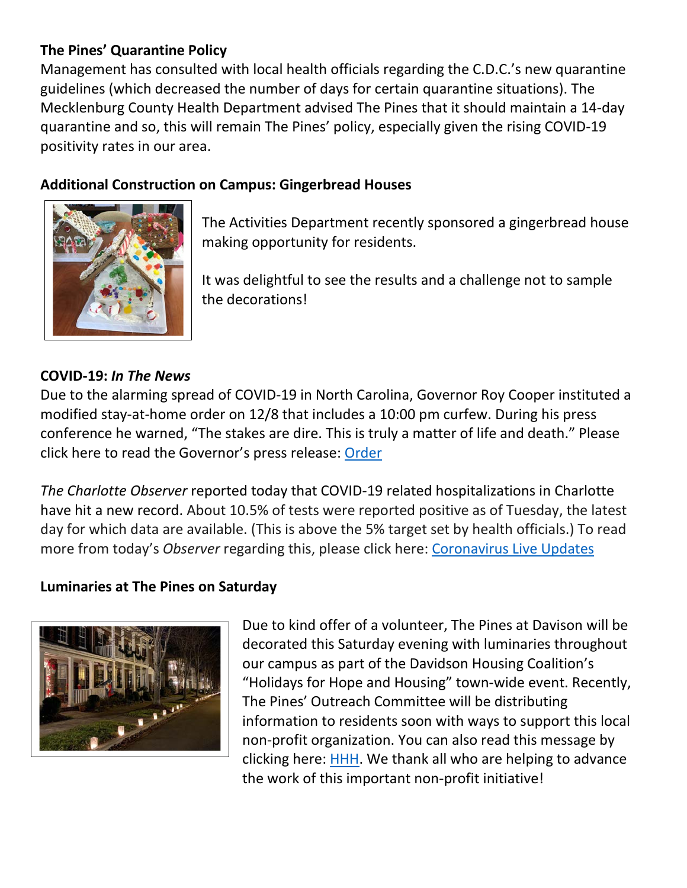**The Pines' Quarantine Policy**

Management has consulted with local health officials regarding the C.D.C.'s new quarantine guidelines (which decreased the number of days for certain quarantine situations). The Mecklenburg County Health Department advised The Pines that it should maintain a 14-day quarantine and so, this will remain The Pines' policy, especially given the rising COVID-19 positivity rates in our area.

**Additional Construction on Campus: Gingerbread Houses**

The Activities Department recently sponsored a gingerbread house making opportunity for residents.

It was delightful to see the results and a challenge not to sample the decorations!

**COVID-19: *In The News***

Due to the alarming spread of COVID-19 in North Carolina, Governor Roy Cooper instituted a modified stay-at-home order on 12/8 that includes a 10:00 pm curfew. During his press conference he warned, "The stakes are dire. This is truly a matter of life and death." Please click here to read the Governor's press release: Order

*The Charlotte Observer* reported today that COVID-19 related hospitalizations in Charlotte have hit a new record. About 10.5% of tests were reported positive as of Tuesday, the latest day for which data are available. (This is above the 5% target set by health officials.) To read more from today's *Observer* regarding this, please click here: Coronavirus Live Updates

**Luminaries at The Pines on Saturday**

Due to kind offer of a volunteer, The Pines at Davison will be decorated this Saturday evening with luminaries throughout our campus as part of the Davidson Housing Coalition's "Holidays for Hope and Housing" town-wide event. Recently, The Pines' Outreach Committee will be distributing information to residents soon with ways to support this local non-profit organization. You can also read this message by clicking here: HHH. We thank all who are helping to advance the work of this important non-profit initiative!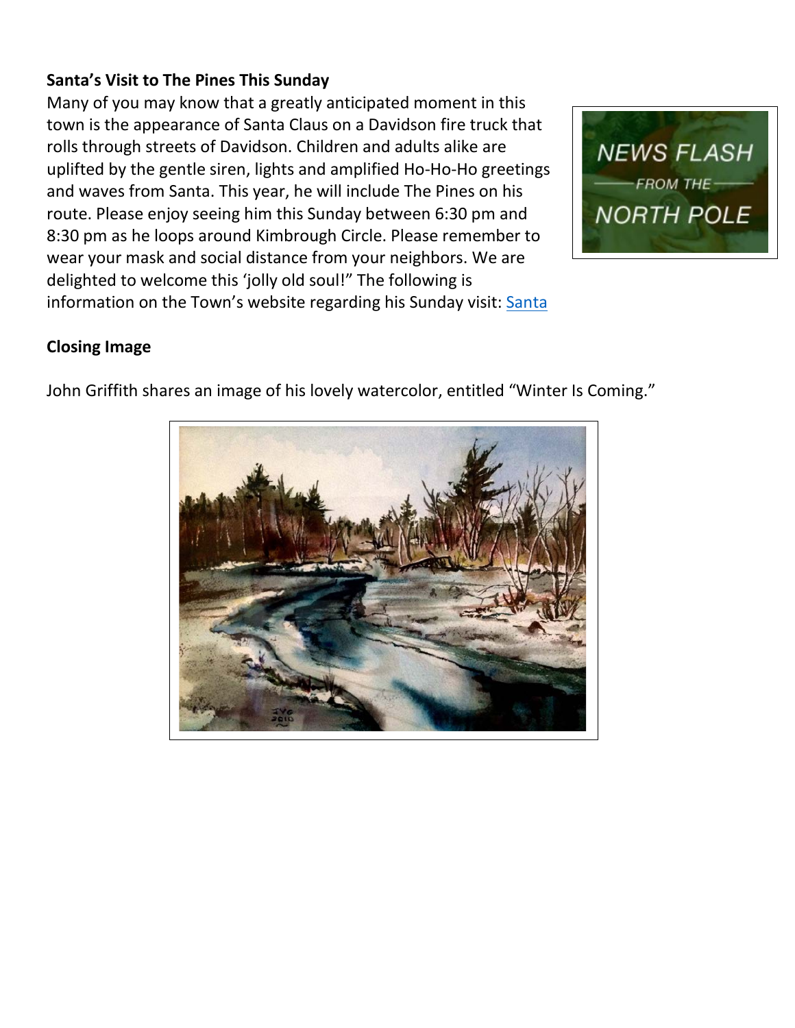**Santa's Visit to The Pines This Sunday**

Many of you may know that a greatly anticipated moment in this town is the appearance of Santa Claus on a Davidson fire truck that rolls through streets of Davidson. Children and adults alike are uplifted by the gentle siren, lights and amplified Ho-Ho-Ho greetings and waves from Santa. This year, he will include The Pines on his route. Please enjoy seeing him this Sunday between 6:30 pm and 8:30 pm as he loops around Kimbrough Circle. Please remember to wear your mask and social distance from your neighbors. We are delighted to welcome this 'jolly old soul!" The following is information on the Town's website regarding his Sunday visit: Santa

**Closing Image**

John Griffith shares an image of his lovely watercolor, entitled "Winter Is Coming."